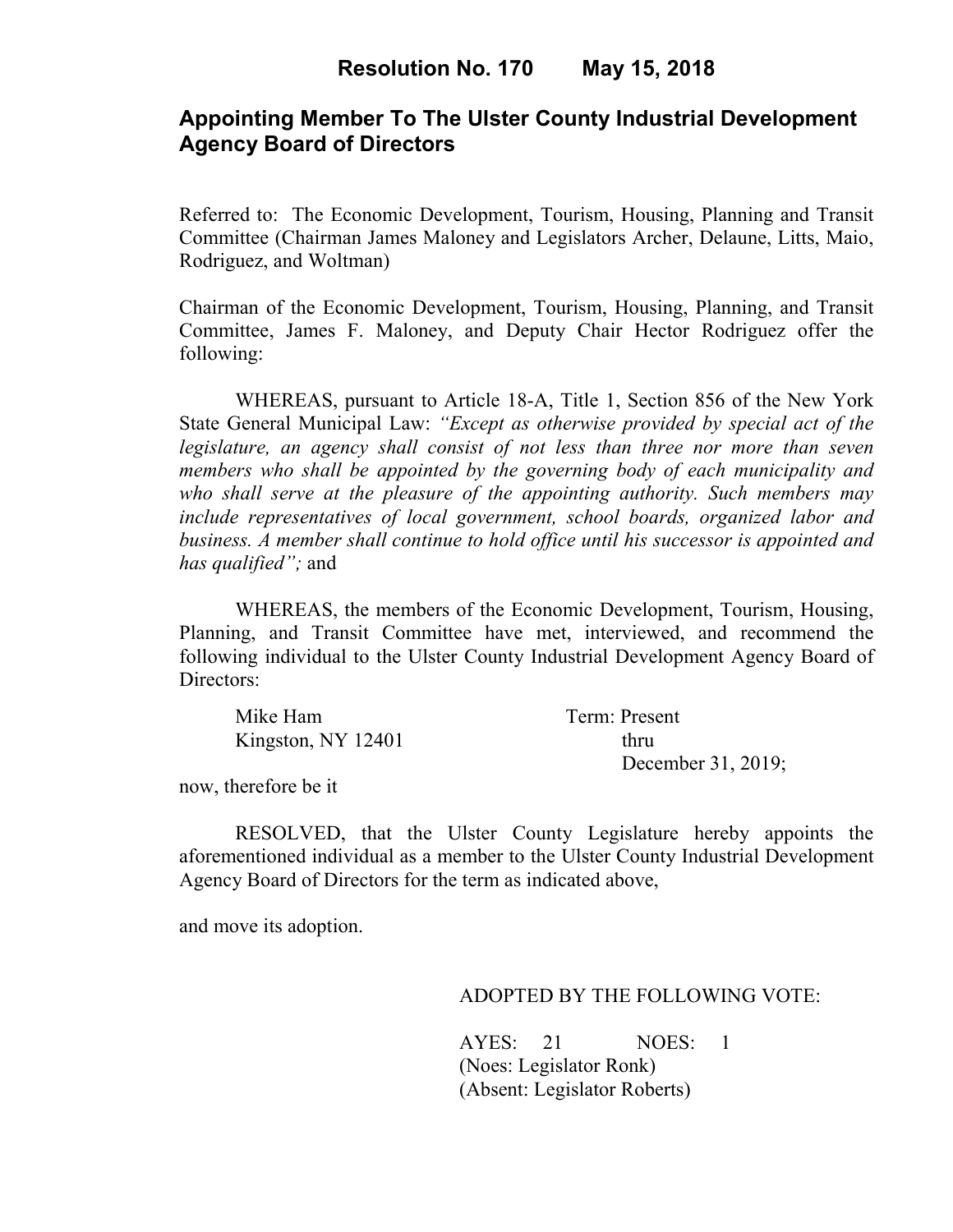# Resolution No. 170 May 15, 2018

## Appointing Member To The Ulster County Industrial Development Agency Board of Directors

Referred to: The Economic Development, Tourism, Housing, Planning and Transit Committee (Chairman James Maloney and Legislators Archer, Delaune, Litts, Maio, Rodriguez, and Woltman)

Chairman of the Economic Development, Tourism, Housing, Planning, and Transit Committee, James F. Maloney, and Deputy Chair Hector Rodriguez offer the following:

WHEREAS, pursuant to Article 18-A, Title 1, Section 856 of the New York State General Municipal Law: *"Except as otherwise provided by special act of the legislature, an agency shall consist of not less than three nor more than seven members who shall be appointed by the governing body of each municipality and who shall serve at the pleasure of the appointing authority. Such members may include representatives of local government, school boards, organized labor and business. A member shall continue to hold office until his successor is appointed and has qualified";* and

WHEREAS, the members of the Economic Development, Tourism, Housing, Planning, and Transit Committee have met, interviewed, and recommend the following individual to the Ulster County Industrial Development Agency Board of Directors:

| | |
|---|---|
| Mike Ham<br>Kingston, NY 12401 | Term: Present<br>thru<br>December 31, 2019; |

now, therefore be it

RESOLVED, that the Ulster County Legislature hereby appoints the aforementioned individual as a member to the Ulster County Industrial Development Agency Board of Directors for the term as indicated above,

and move its adoption.

ADOPTED BY THE FOLLOWING VOTE:

AYES: 21 NOES: 1
(Noes: Legislator Ronk)
(Absent: Legislator Roberts)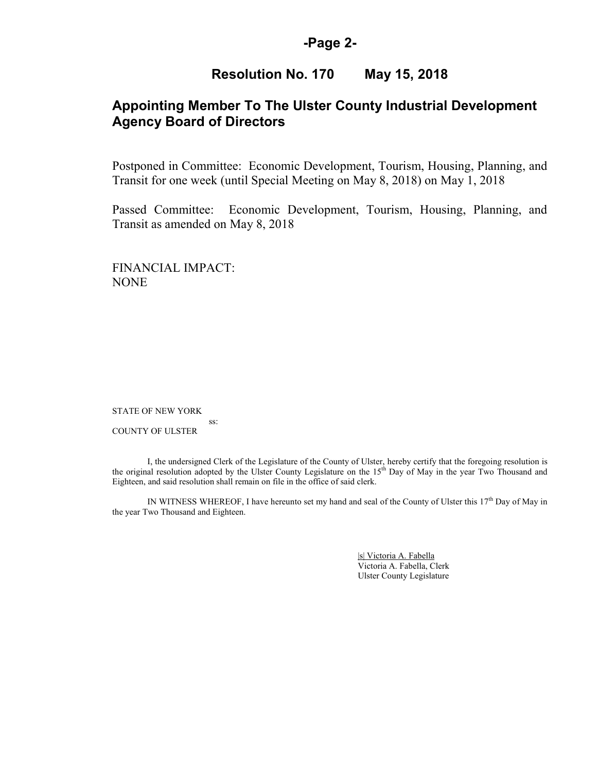## Resolution No. 170 May 15, 2018

## Appointing Member To The Ulster County Industrial Development Agency Board of Directors

Postponed in Committee: Economic Development, Tourism, Housing, Planning, and Transit for one week (until Special Meeting on May 8, 2018) on May 1, 2018

Passed Committee: Economic Development, Tourism, Housing, Planning, and Transit as amended on May 8, 2018

FINANCIAL IMPACT:
NONE

STATE OF NEW YORK
ss:
COUNTY OF ULSTER

I, the undersigned Clerk of the Legislature of the County of Ulster, hereby certify that the foregoing resolution is the original resolution adopted by the Ulster County Legislature on the 15th Day of May in the year Two Thousand and Eighteen, and said resolution shall remain on file in the office of said clerk.

IN WITNESS WHEREOF, I have hereunto set my hand and seal of the County of Ulster this 17th Day of May in the year Two Thousand and Eighteen.

|s| Victoria A. Fabella
Victoria A. Fabella, Clerk
Ulster County Legislature